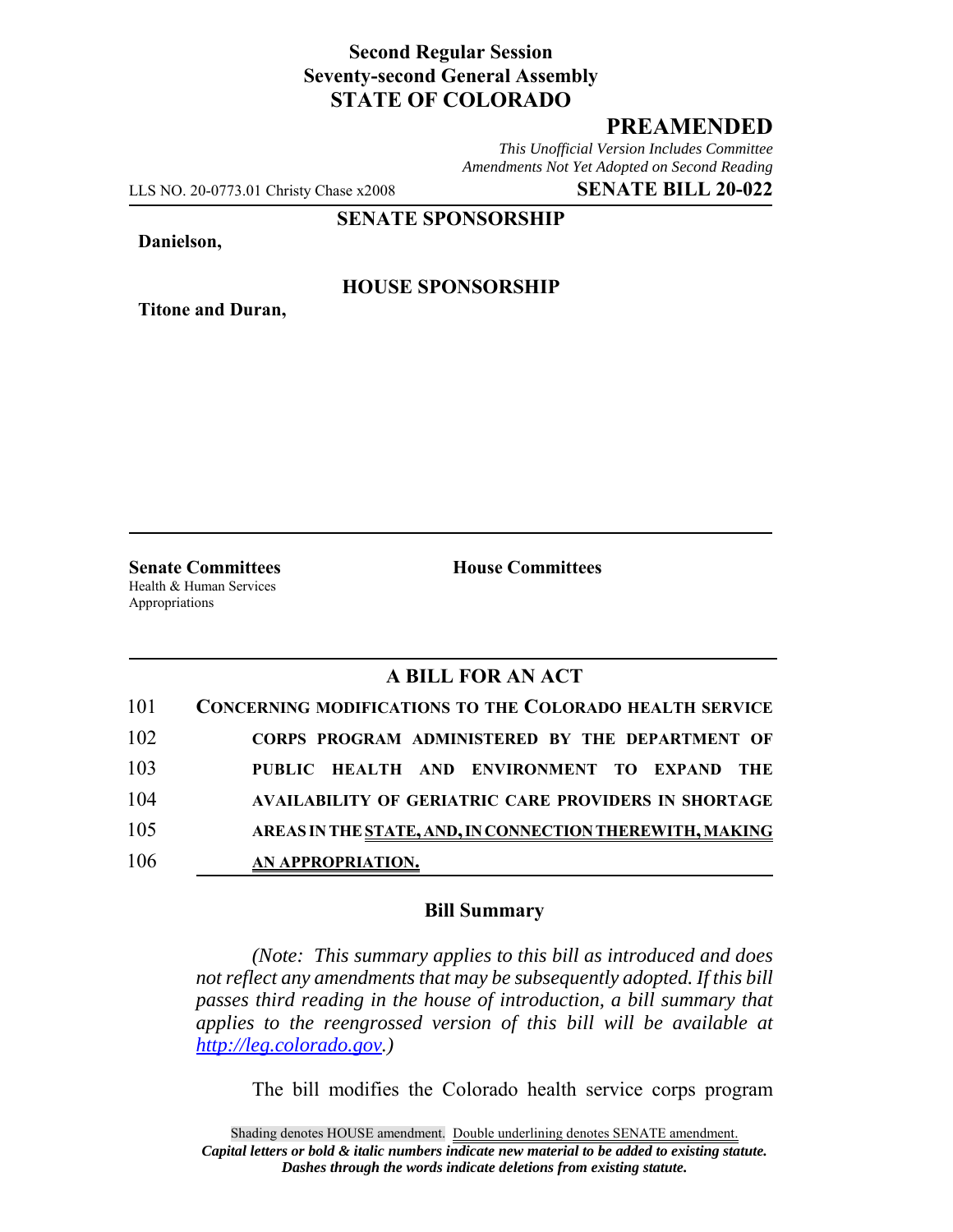**Second Regular Session**
**Seventy-second General Assembly**
**STATE OF COLORADO**

## PREAMENDED

*This Unofficial Version Includes Committee Amendments Not Yet Adopted on Second Reading*

LLS NO. 20-0773.01 Christy Chase x2008 **SENATE BILL 20-022**

**SENATE SPONSORSHIP**

**Danielson,**

**HOUSE SPONSORSHIP**

**Titone and Duran,**

**Senate Committees**
Health & Human Services
Appropriations

**House Committees**

## A BILL FOR AN ACT

101 **CONCERNING MODIFICATIONS TO THE COLORADO HEALTH SERVICE**
102 **CORPS PROGRAM ADMINISTERED BY THE DEPARTMENT OF**
103 **PUBLIC HEALTH AND ENVIRONMENT TO EXPAND THE**
104 **AVAILABILITY OF GERIATRIC CARE PROVIDERS IN SHORTAGE**
105 **AREAS IN THE STATE, AND, IN CONNECTION THEREWITH, MAKING**
106 **AN APPROPRIATION.**

### Bill Summary

*(Note: This summary applies to this bill as introduced and does not reflect any amendments that may be subsequently adopted. If this bill passes third reading in the house of introduction, a bill summary that applies to the reengrossed version of this bill will be available at http://leg.colorado.gov.)*

The bill modifies the Colorado health service corps program

Shading denotes HOUSE amendment. Double underlining denotes SENATE amendment.
***Capital letters or bold & italic numbers indicate new material to be added to existing statute.***
***Dashes through the words indicate deletions from existing statute.***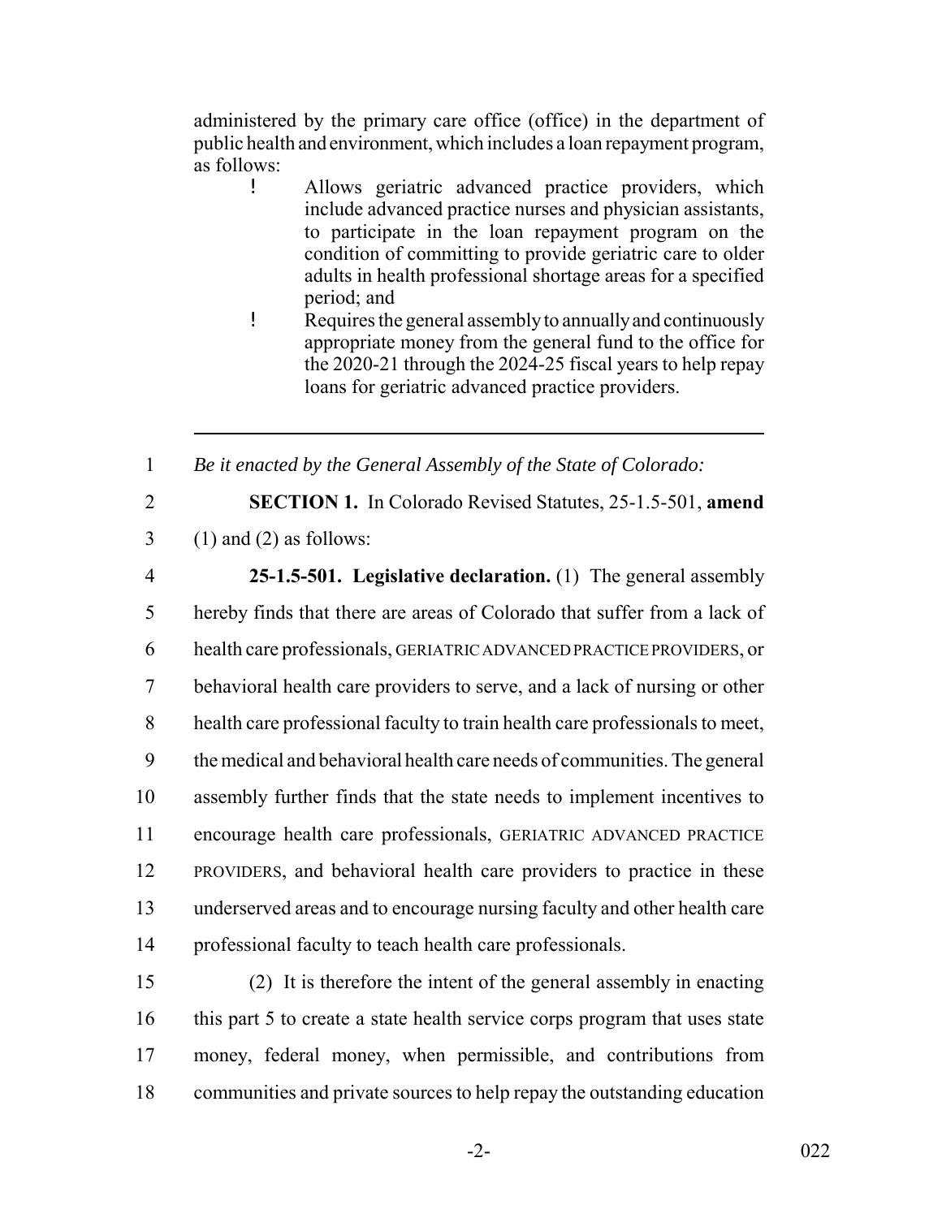administered by the primary care office (office) in the department of public health and environment, which includes a loan repayment program, as follows:

- Allows geriatric advanced practice providers, which include advanced practice nurses and physician assistants, to participate in the loan repayment program on the condition of committing to provide geriatric care to older adults in health professional shortage areas for a specified period; and
- Requires the general assembly to annually and continuously appropriate money from the general fund to the office for the 2020-21 through the 2024-25 fiscal years to help repay loans for geriatric advanced practice providers.

---

1 *Be it enacted by the General Assembly of the State of Colorado:*

2 **SECTION 1.** In Colorado Revised Statutes, 25-1.5-501, **amend**
3 (1) and (2) as follows:

4 **25-1.5-501. Legislative declaration.** (1) The general assembly
5 hereby finds that there are areas of Colorado that suffer from a lack of
6 health care professionals, GERIATRIC ADVANCED PRACTICE PROVIDERS, or
7 behavioral health care providers to serve, and a lack of nursing or other
8 health care professional faculty to train health care professionals to meet,
9 the medical and behavioral health care needs of communities. The general
10 assembly further finds that the state needs to implement incentives to
11 encourage health care professionals, GERIATRIC ADVANCED PRACTICE
12 PROVIDERS, and behavioral health care providers to practice in these
13 underserved areas and to encourage nursing faculty and other health care
14 professional faculty to teach health care professionals.

15 (2) It is therefore the intent of the general assembly in enacting
16 this part 5 to create a state health service corps program that uses state
17 money, federal money, when permissible, and contributions from
18 communities and private sources to help repay the outstanding education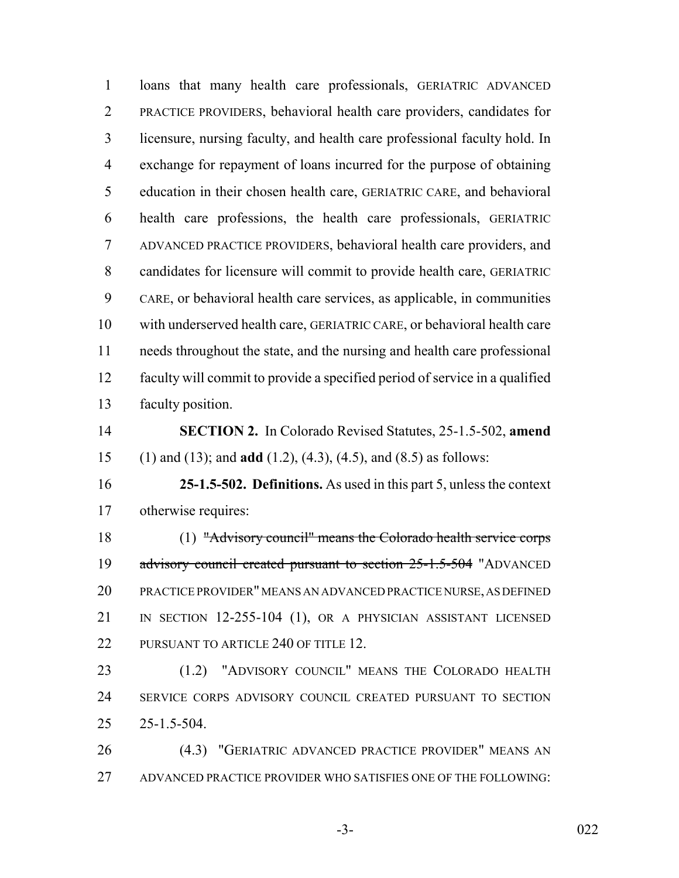loans that many health care professionals, GERIATRIC ADVANCED PRACTICE PROVIDERS, behavioral health care providers, candidates for licensure, nursing faculty, and health care professional faculty hold. In exchange for repayment of loans incurred for the purpose of obtaining education in their chosen health care, GERIATRIC CARE, and behavioral health care professions, the health care professionals, GERIATRIC ADVANCED PRACTICE PROVIDERS, behavioral health care providers, and candidates for licensure will commit to provide health care, GERIATRIC CARE, or behavioral health care services, as applicable, in communities with underserved health care, GERIATRIC CARE, or behavioral health care needs throughout the state, and the nursing and health care professional faculty will commit to provide a specified period of service in a qualified faculty position.

**SECTION 2.** In Colorado Revised Statutes, 25-1.5-502, **amend** (1) and (13); and **add** (1.2), (4.3), (4.5), and (8.5) as follows:

**25-1.5-502. Definitions.** As used in this part 5, unless the context otherwise requires:

(1) ~~"Advisory council" means the Colorado health service corps advisory council created pursuant to section 25-1.5-504~~ "ADVANCED PRACTICE PROVIDER" MEANS AN ADVANCED PRACTICE NURSE, AS DEFINED IN SECTION 12-255-104 (1), OR A PHYSICIAN ASSISTANT LICENSED PURSUANT TO ARTICLE 240 OF TITLE 12.

(1.2) "ADVISORY COUNCIL" MEANS THE COLORADO HEALTH SERVICE CORPS ADVISORY COUNCIL CREATED PURSUANT TO SECTION 25-1.5-504.

(4.3) "GERIATRIC ADVANCED PRACTICE PROVIDER" MEANS AN ADVANCED PRACTICE PROVIDER WHO SATISFIES ONE OF THE FOLLOWING: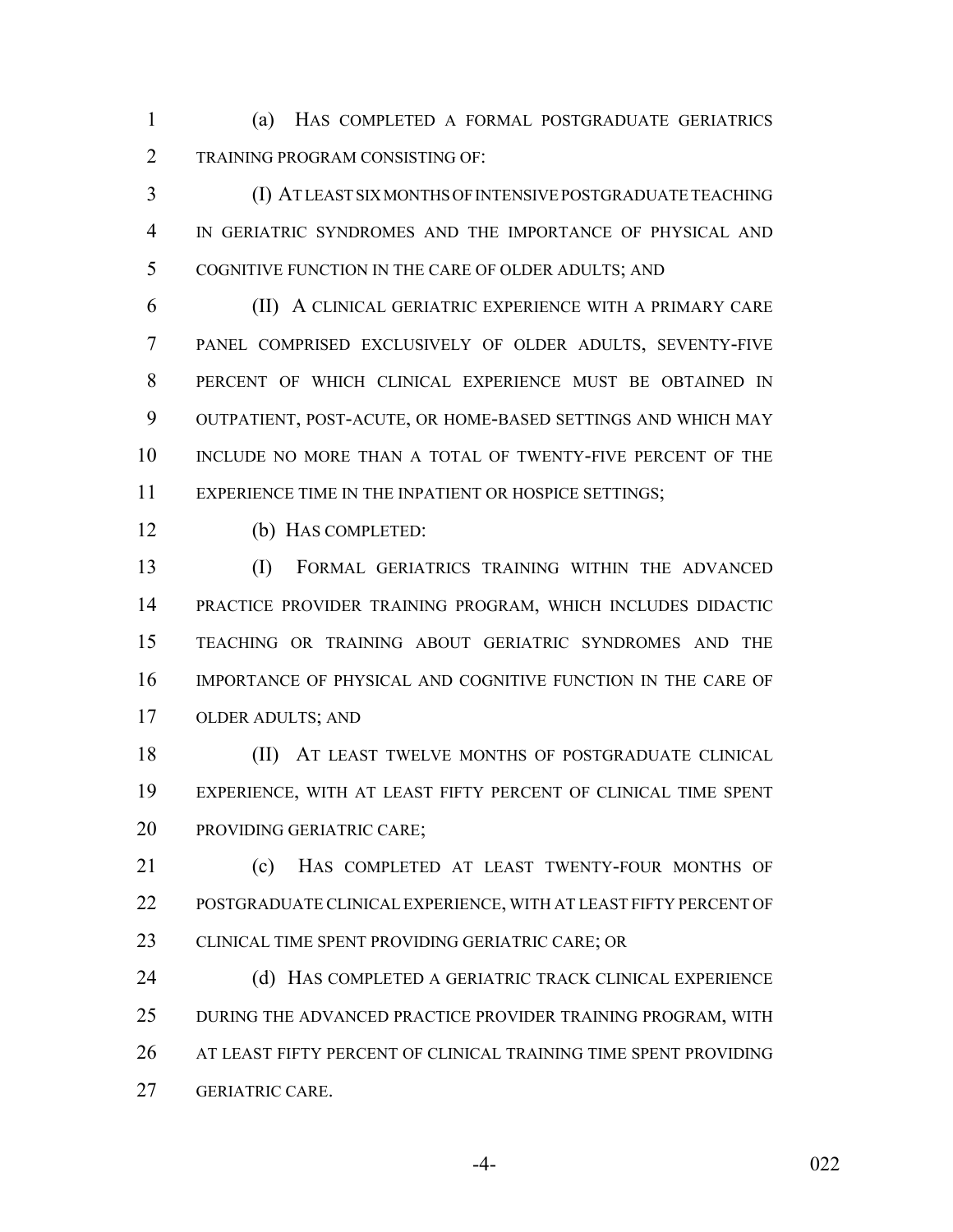(a) HAS COMPLETED A FORMAL POSTGRADUATE GERIATRICS TRAINING PROGRAM CONSISTING OF:

(I) AT LEAST SIX MONTHS OF INTENSIVE POSTGRADUATE TEACHING IN GERIATRIC SYNDROMES AND THE IMPORTANCE OF PHYSICAL AND COGNITIVE FUNCTION IN THE CARE OF OLDER ADULTS; AND

(II) A CLINICAL GERIATRIC EXPERIENCE WITH A PRIMARY CARE PANEL COMPRISED EXCLUSIVELY OF OLDER ADULTS, SEVENTY-FIVE PERCENT OF WHICH CLINICAL EXPERIENCE MUST BE OBTAINED IN OUTPATIENT, POST-ACUTE, OR HOME-BASED SETTINGS AND WHICH MAY INCLUDE NO MORE THAN A TOTAL OF TWENTY-FIVE PERCENT OF THE EXPERIENCE TIME IN THE INPATIENT OR HOSPICE SETTINGS;

(b) HAS COMPLETED:

(I) FORMAL GERIATRICS TRAINING WITHIN THE ADVANCED PRACTICE PROVIDER TRAINING PROGRAM, WHICH INCLUDES DIDACTIC TEACHING OR TRAINING ABOUT GERIATRIC SYNDROMES AND THE IMPORTANCE OF PHYSICAL AND COGNITIVE FUNCTION IN THE CARE OF OLDER ADULTS; AND

(II) AT LEAST TWELVE MONTHS OF POSTGRADUATE CLINICAL EXPERIENCE, WITH AT LEAST FIFTY PERCENT OF CLINICAL TIME SPENT PROVIDING GERIATRIC CARE;

(c) HAS COMPLETED AT LEAST TWENTY-FOUR MONTHS OF POSTGRADUATE CLINICAL EXPERIENCE, WITH AT LEAST FIFTY PERCENT OF CLINICAL TIME SPENT PROVIDING GERIATRIC CARE; OR

(d) HAS COMPLETED A GERIATRIC TRACK CLINICAL EXPERIENCE DURING THE ADVANCED PRACTICE PROVIDER TRAINING PROGRAM, WITH AT LEAST FIFTY PERCENT OF CLINICAL TRAINING TIME SPENT PROVIDING GERIATRIC CARE.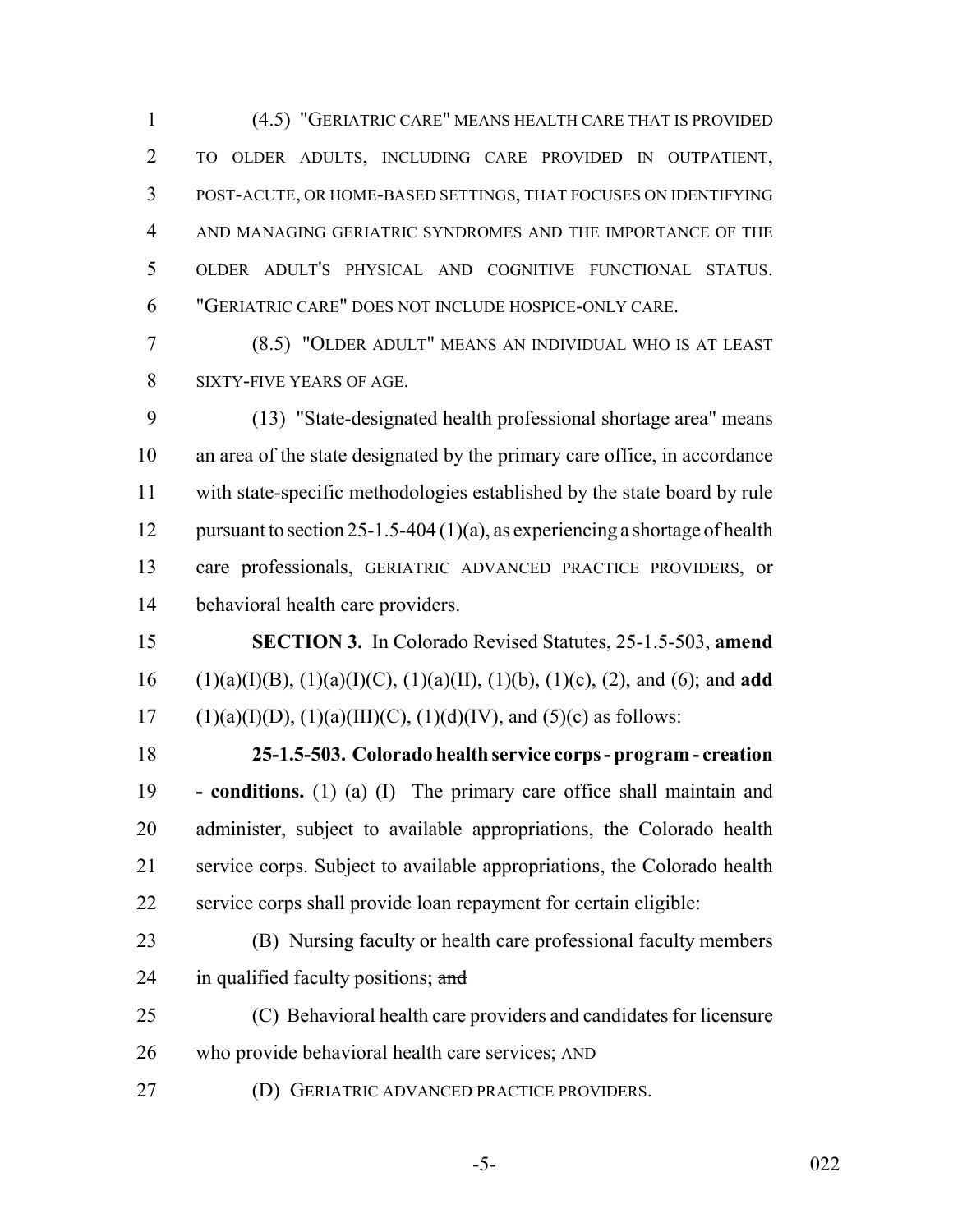(4.5) "GERIATRIC CARE" MEANS HEALTH CARE THAT IS PROVIDED TO OLDER ADULTS, INCLUDING CARE PROVIDED IN OUTPATIENT, POST-ACUTE, OR HOME-BASED SETTINGS, THAT FOCUSES ON IDENTIFYING AND MANAGING GERIATRIC SYNDROMES AND THE IMPORTANCE OF THE OLDER ADULT'S PHYSICAL AND COGNITIVE FUNCTIONAL STATUS. "GERIATRIC CARE" DOES NOT INCLUDE HOSPICE-ONLY CARE.

(8.5) "OLDER ADULT" MEANS AN INDIVIDUAL WHO IS AT LEAST SIXTY-FIVE YEARS OF AGE.

(13) "State-designated health professional shortage area" means an area of the state designated by the primary care office, in accordance with state-specific methodologies established by the state board by rule pursuant to section 25-1.5-404 (1)(a), as experiencing a shortage of health care professionals, GERIATRIC ADVANCED PRACTICE PROVIDERS, or behavioral health care providers.

**SECTION 3.** In Colorado Revised Statutes, 25-1.5-503, **amend** (1)(a)(I)(B), (1)(a)(I)(C), (1)(a)(II), (1)(b), (1)(c), (2), and (6); and **add** (1)(a)(I)(D), (1)(a)(III)(C), (1)(d)(IV), and (5)(c) as follows:

**25-1.5-503. Colorado health service corps - program - creation - conditions.** (1) (a) (I) The primary care office shall maintain and administer, subject to available appropriations, the Colorado health service corps. Subject to available appropriations, the Colorado health service corps shall provide loan repayment for certain eligible:

(B) Nursing faculty or health care professional faculty members in qualified faculty positions; ~~and~~

(C) Behavioral health care providers and candidates for licensure who provide behavioral health care services; AND

(D) GERIATRIC ADVANCED PRACTICE PROVIDERS.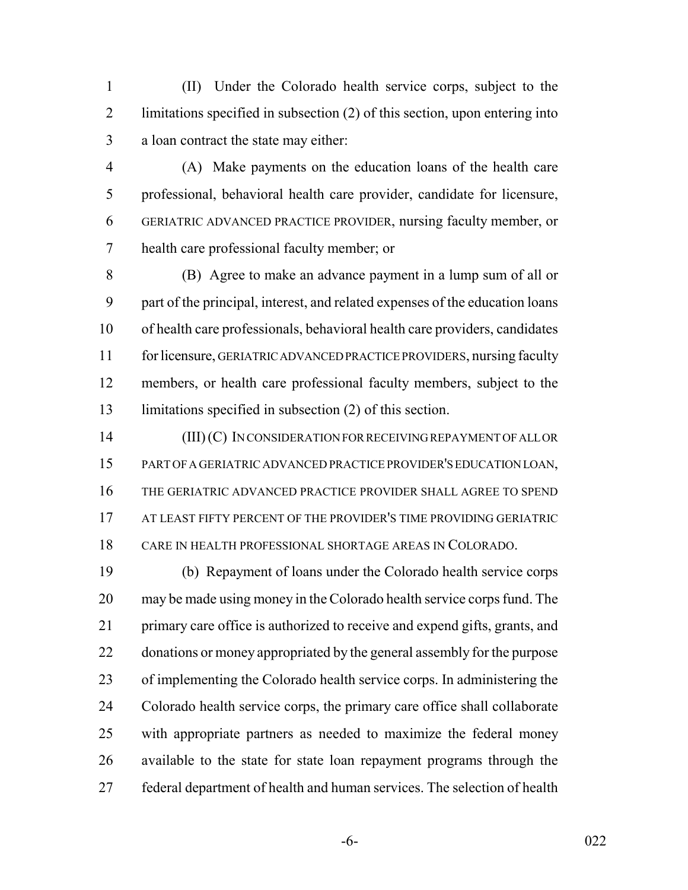(II) Under the Colorado health service corps, subject to the limitations specified in subsection (2) of this section, upon entering into a loan contract the state may either:

(A) Make payments on the education loans of the health care professional, behavioral health care provider, candidate for licensure, GERIATRIC ADVANCED PRACTICE PROVIDER, nursing faculty member, or health care professional faculty member; or

(B) Agree to make an advance payment in a lump sum of all or part of the principal, interest, and related expenses of the education loans of health care professionals, behavioral health care providers, candidates for licensure, GERIATRIC ADVANCED PRACTICE PROVIDERS, nursing faculty members, or health care professional faculty members, subject to the limitations specified in subsection (2) of this section.

(III) (C) IN CONSIDERATION FOR RECEIVING REPAYMENT OF ALL OR PART OF A GERIATRIC ADVANCED PRACTICE PROVIDER'S EDUCATION LOAN, THE GERIATRIC ADVANCED PRACTICE PROVIDER SHALL AGREE TO SPEND AT LEAST FIFTY PERCENT OF THE PROVIDER'S TIME PROVIDING GERIATRIC CARE IN HEALTH PROFESSIONAL SHORTAGE AREAS IN COLORADO.

(b) Repayment of loans under the Colorado health service corps may be made using money in the Colorado health service corps fund. The primary care office is authorized to receive and expend gifts, grants, and donations or money appropriated by the general assembly for the purpose of implementing the Colorado health service corps. In administering the Colorado health service corps, the primary care office shall collaborate with appropriate partners as needed to maximize the federal money available to the state for state loan repayment programs through the federal department of health and human services. The selection of health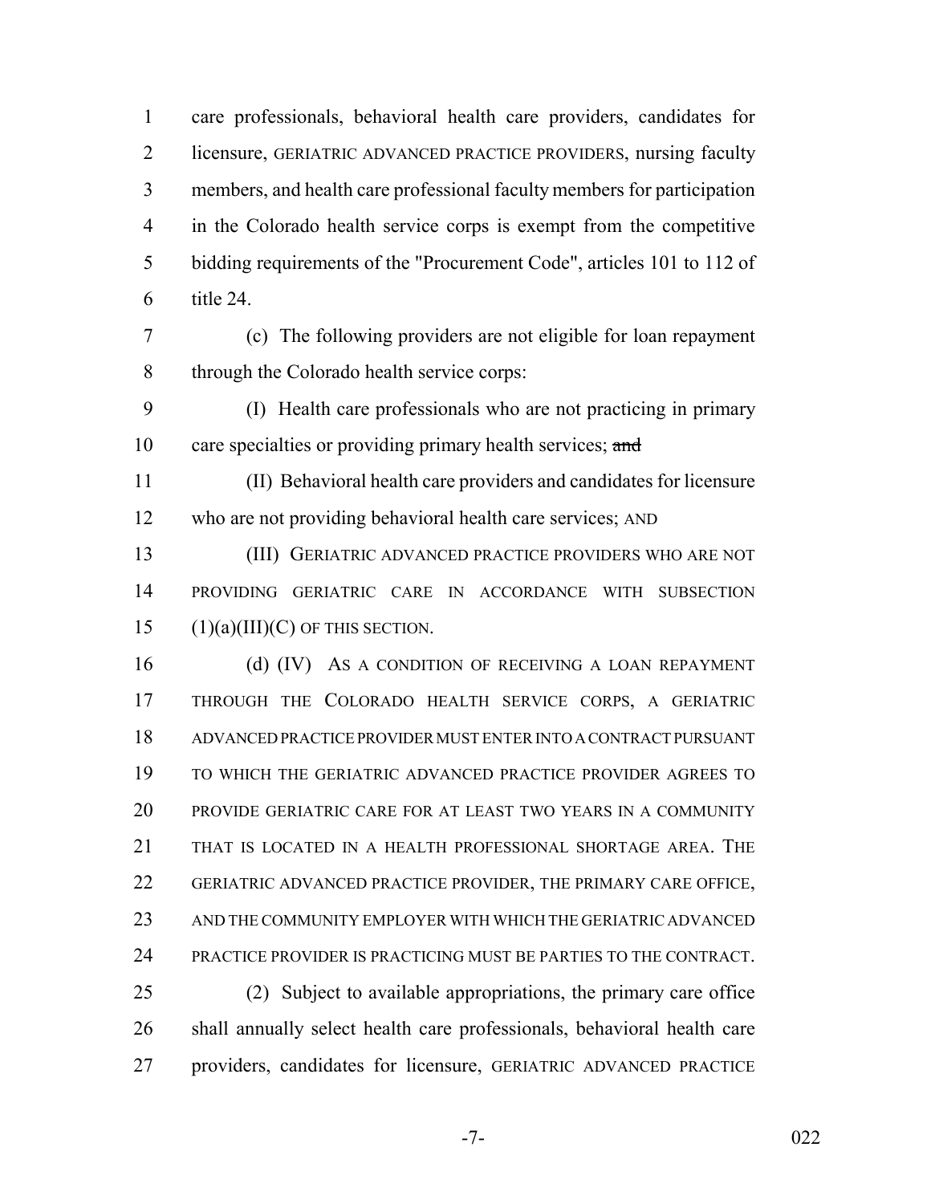care professionals, behavioral health care providers, candidates for licensure, GERIATRIC ADVANCED PRACTICE PROVIDERS, nursing faculty members, and health care professional faculty members for participation in the Colorado health service corps is exempt from the competitive bidding requirements of the "Procurement Code", articles 101 to 112 of title 24.

(c) The following providers are not eligible for loan repayment through the Colorado health service corps:

(I) Health care professionals who are not practicing in primary care specialties or providing primary health services; ~~and~~

(II) Behavioral health care providers and candidates for licensure who are not providing behavioral health care services; AND

(III) GERIATRIC ADVANCED PRACTICE PROVIDERS WHO ARE NOT PROVIDING GERIATRIC CARE IN ACCORDANCE WITH SUBSECTION (1)(a)(III)(C) OF THIS SECTION.

(d) (IV) AS A CONDITION OF RECEIVING A LOAN REPAYMENT THROUGH THE COLORADO HEALTH SERVICE CORPS, A GERIATRIC ADVANCED PRACTICE PROVIDER MUST ENTER INTO A CONTRACT PURSUANT TO WHICH THE GERIATRIC ADVANCED PRACTICE PROVIDER AGREES TO PROVIDE GERIATRIC CARE FOR AT LEAST TWO YEARS IN A COMMUNITY THAT IS LOCATED IN A HEALTH PROFESSIONAL SHORTAGE AREA. THE GERIATRIC ADVANCED PRACTICE PROVIDER, THE PRIMARY CARE OFFICE, AND THE COMMUNITY EMPLOYER WITH WHICH THE GERIATRIC ADVANCED PRACTICE PROVIDER IS PRACTICING MUST BE PARTIES TO THE CONTRACT.

(2) Subject to available appropriations, the primary care office shall annually select health care professionals, behavioral health care providers, candidates for licensure, GERIATRIC ADVANCED PRACTICE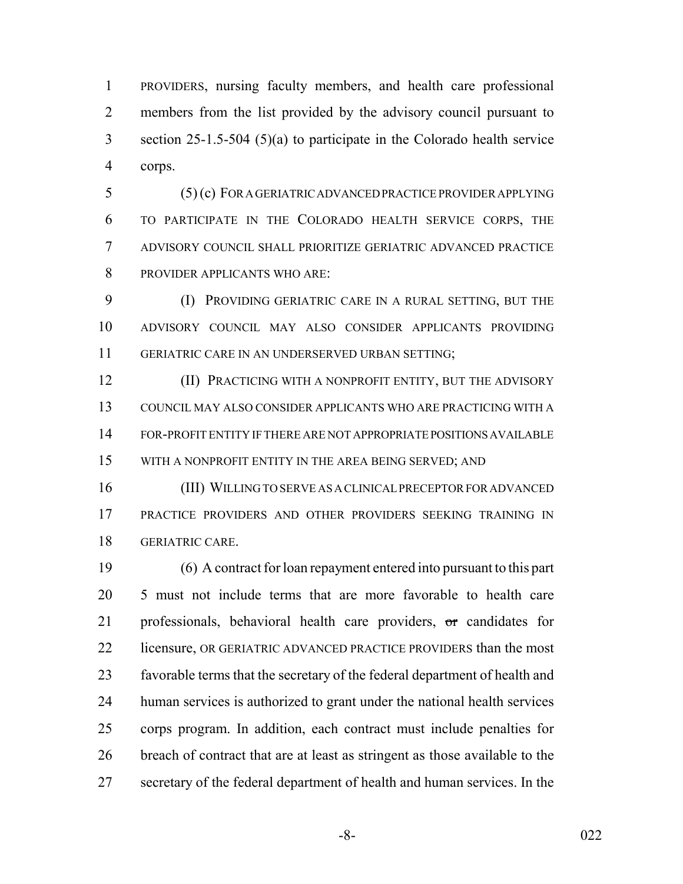PROVIDERS, nursing faculty members, and health care professional members from the list provided by the advisory council pursuant to section 25-1.5-504 (5)(a) to participate in the Colorado health service corps.

(5) (c) FOR A GERIATRIC ADVANCED PRACTICE PROVIDER APPLYING TO PARTICIPATE IN THE COLORADO HEALTH SERVICE CORPS, THE ADVISORY COUNCIL SHALL PRIORITIZE GERIATRIC ADVANCED PRACTICE PROVIDER APPLICANTS WHO ARE:

(I) PROVIDING GERIATRIC CARE IN A RURAL SETTING, BUT THE ADVISORY COUNCIL MAY ALSO CONSIDER APPLICANTS PROVIDING GERIATRIC CARE IN AN UNDERSERVED URBAN SETTING;

(II) PRACTICING WITH A NONPROFIT ENTITY, BUT THE ADVISORY COUNCIL MAY ALSO CONSIDER APPLICANTS WHO ARE PRACTICING WITH A FOR-PROFIT ENTITY IF THERE ARE NOT APPROPRIATE POSITIONS AVAILABLE WITH A NONPROFIT ENTITY IN THE AREA BEING SERVED; AND

(III) WILLING TO SERVE AS A CLINICAL PRECEPTOR FOR ADVANCED PRACTICE PROVIDERS AND OTHER PROVIDERS SEEKING TRAINING IN GERIATRIC CARE.

(6) A contract for loan repayment entered into pursuant to this part 5 must not include terms that are more favorable to health care professionals, behavioral health care providers, ~~or~~ candidates for licensure, OR GERIATRIC ADVANCED PRACTICE PROVIDERS than the most favorable terms that the secretary of the federal department of health and human services is authorized to grant under the national health services corps program. In addition, each contract must include penalties for breach of contract that are at least as stringent as those available to the secretary of the federal department of health and human services. In the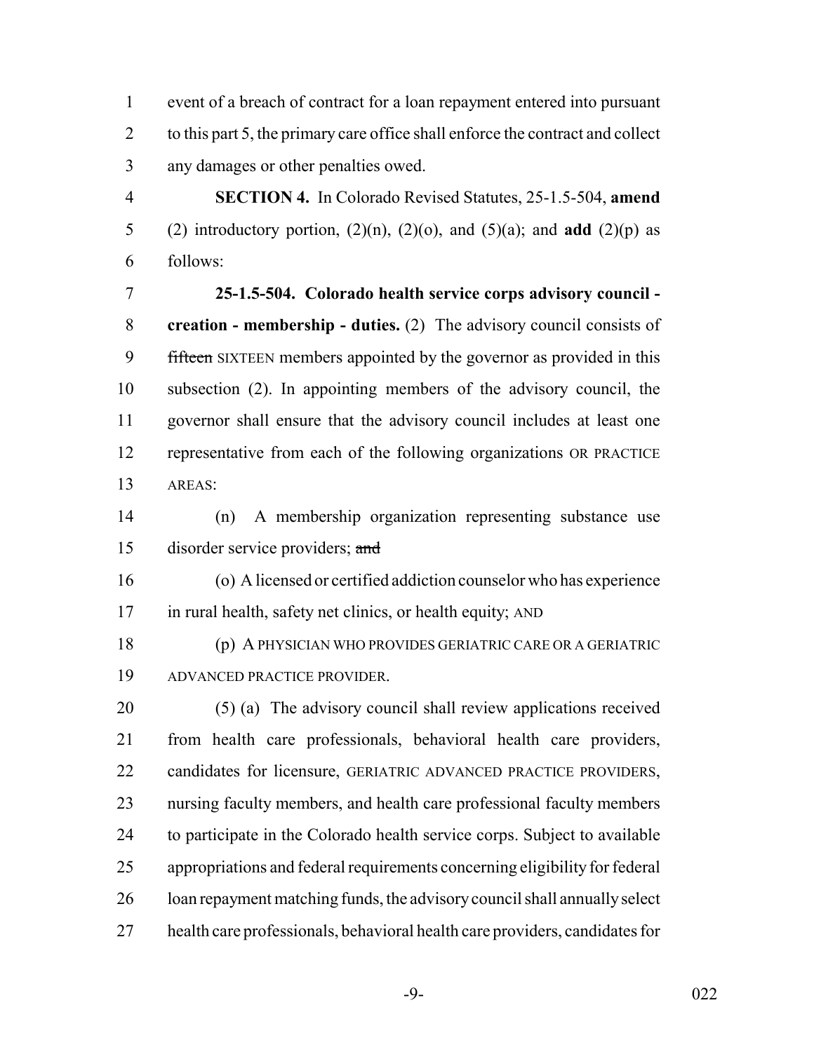event of a breach of contract for a loan repayment entered into pursuant to this part 5, the primary care office shall enforce the contract and collect any damages or other penalties owed.

**SECTION 4.** In Colorado Revised Statutes, 25-1.5-504, **amend** (2) introductory portion, (2)(n), (2)(o), and (5)(a); and **add** (2)(p) as follows:

**25-1.5-504. Colorado health service corps advisory council - creation - membership - duties.** (2) The advisory council consists of ~~fifteen~~ SIXTEEN members appointed by the governor as provided in this subsection (2). In appointing members of the advisory council, the governor shall ensure that the advisory council includes at least one representative from each of the following organizations OR PRACTICE AREAS:

(n) A membership organization representing substance use disorder service providers; ~~and~~

(o) A licensed or certified addiction counselor who has experience in rural health, safety net clinics, or health equity; AND

(p) A PHYSICIAN WHO PROVIDES GERIATRIC CARE OR A GERIATRIC ADVANCED PRACTICE PROVIDER.

(5) (a) The advisory council shall review applications received from health care professionals, behavioral health care providers, candidates for licensure, GERIATRIC ADVANCED PRACTICE PROVIDERS, nursing faculty members, and health care professional faculty members to participate in the Colorado health service corps. Subject to available appropriations and federal requirements concerning eligibility for federal loan repayment matching funds, the advisory council shall annually select health care professionals, behavioral health care providers, candidates for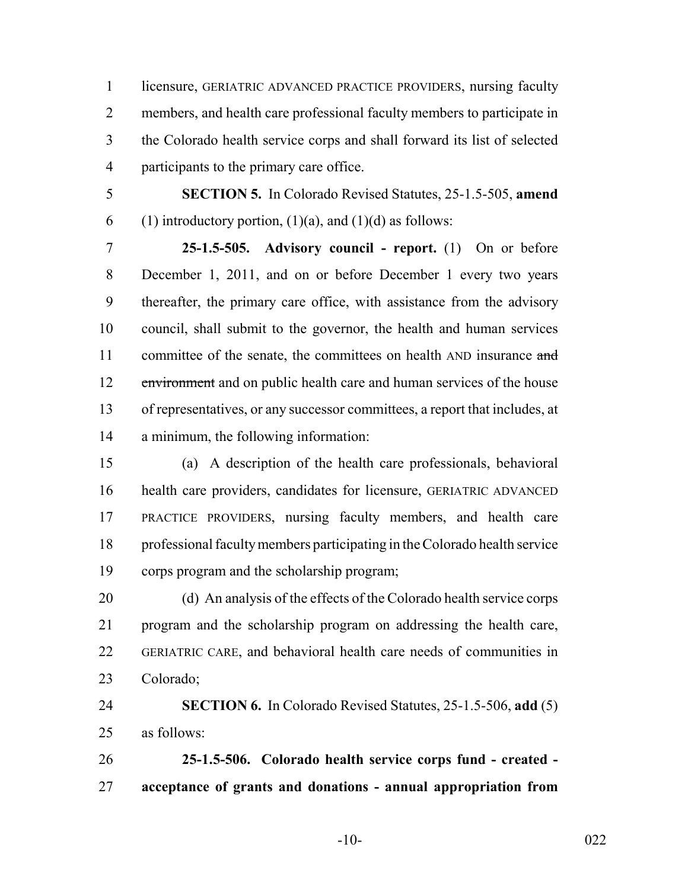licensure, GERIATRIC ADVANCED PRACTICE PROVIDERS, nursing faculty members, and health care professional faculty members to participate in the Colorado health service corps and shall forward its list of selected participants to the primary care office.

**SECTION 5.** In Colorado Revised Statutes, 25-1.5-505, **amend** (1) introductory portion, (1)(a), and (1)(d) as follows:

**25-1.5-505. Advisory council - report.** (1) On or before December 1, 2011, and on or before December 1 every two years thereafter, the primary care office, with assistance from the advisory council, shall submit to the governor, the health and human services committee of the senate, the committees on health AND insurance ~~and environment~~ and on public health care and human services of the house of representatives, or any successor committees, a report that includes, at a minimum, the following information:

(a) A description of the health care professionals, behavioral health care providers, candidates for licensure, GERIATRIC ADVANCED PRACTICE PROVIDERS, nursing faculty members, and health care professional faculty members participating in the Colorado health service corps program and the scholarship program;

(d) An analysis of the effects of the Colorado health service corps program and the scholarship program on addressing the health care, GERIATRIC CARE, and behavioral health care needs of communities in Colorado;

**SECTION 6.** In Colorado Revised Statutes, 25-1.5-506, **add** (5) as follows:

**25-1.5-506. Colorado health service corps fund - created - acceptance of grants and donations - annual appropriation from**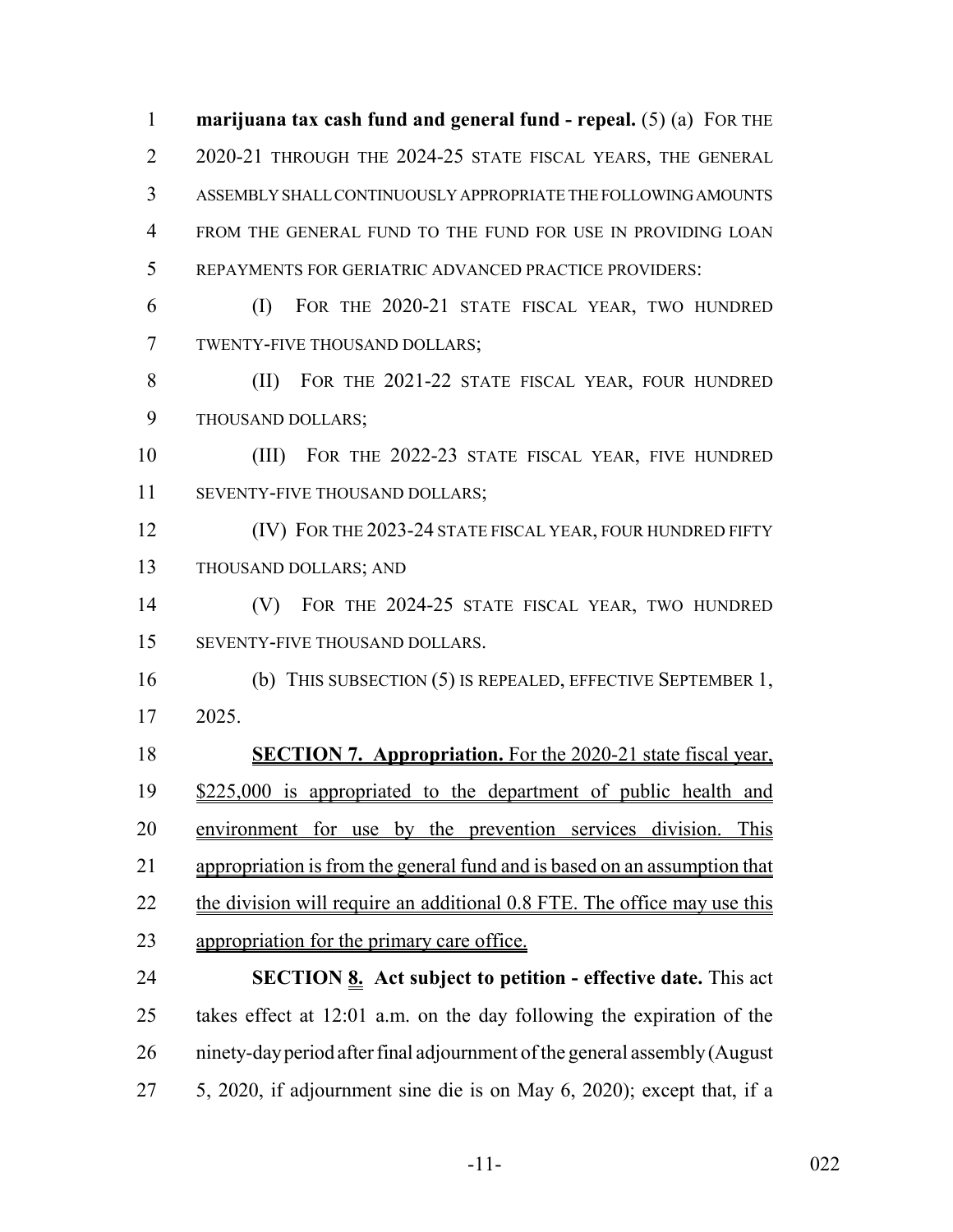**marijuana tax cash fund and general fund - repeal.** (5) (a) FOR THE 2020-21 THROUGH THE 2024-25 STATE FISCAL YEARS, THE GENERAL ASSEMBLY SHALL CONTINUOUSLY APPROPRIATE THE FOLLOWING AMOUNTS FROM THE GENERAL FUND TO THE FUND FOR USE IN PROVIDING LOAN REPAYMENTS FOR GERIATRIC ADVANCED PRACTICE PROVIDERS:

(I) FOR THE 2020-21 STATE FISCAL YEAR, TWO HUNDRED TWENTY-FIVE THOUSAND DOLLARS;

(II) FOR THE 2021-22 STATE FISCAL YEAR, FOUR HUNDRED THOUSAND DOLLARS;

(III) FOR THE 2022-23 STATE FISCAL YEAR, FIVE HUNDRED SEVENTY-FIVE THOUSAND DOLLARS;

(IV) FOR THE 2023-24 STATE FISCAL YEAR, FOUR HUNDRED FIFTY THOUSAND DOLLARS; AND

(V) FOR THE 2024-25 STATE FISCAL YEAR, TWO HUNDRED SEVENTY-FIVE THOUSAND DOLLARS.

(b) THIS SUBSECTION (5) IS REPEALED, EFFECTIVE SEPTEMBER 1, 2025.

**SECTION 7. Appropriation.** For the 2020-21 state fiscal year, $225,000 is appropriated to the department of public health and environment for use by the prevention services division. This appropriation is from the general fund and is based on an assumption that the division will require an additional 0.8 FTE. The office may use this appropriation for the primary care office.

**SECTION 8. Act subject to petition - effective date.** This act takes effect at 12:01 a.m. on the day following the expiration of the ninety-day period after final adjournment of the general assembly (August 5, 2020, if adjournment sine die is on May 6, 2020); except that, if a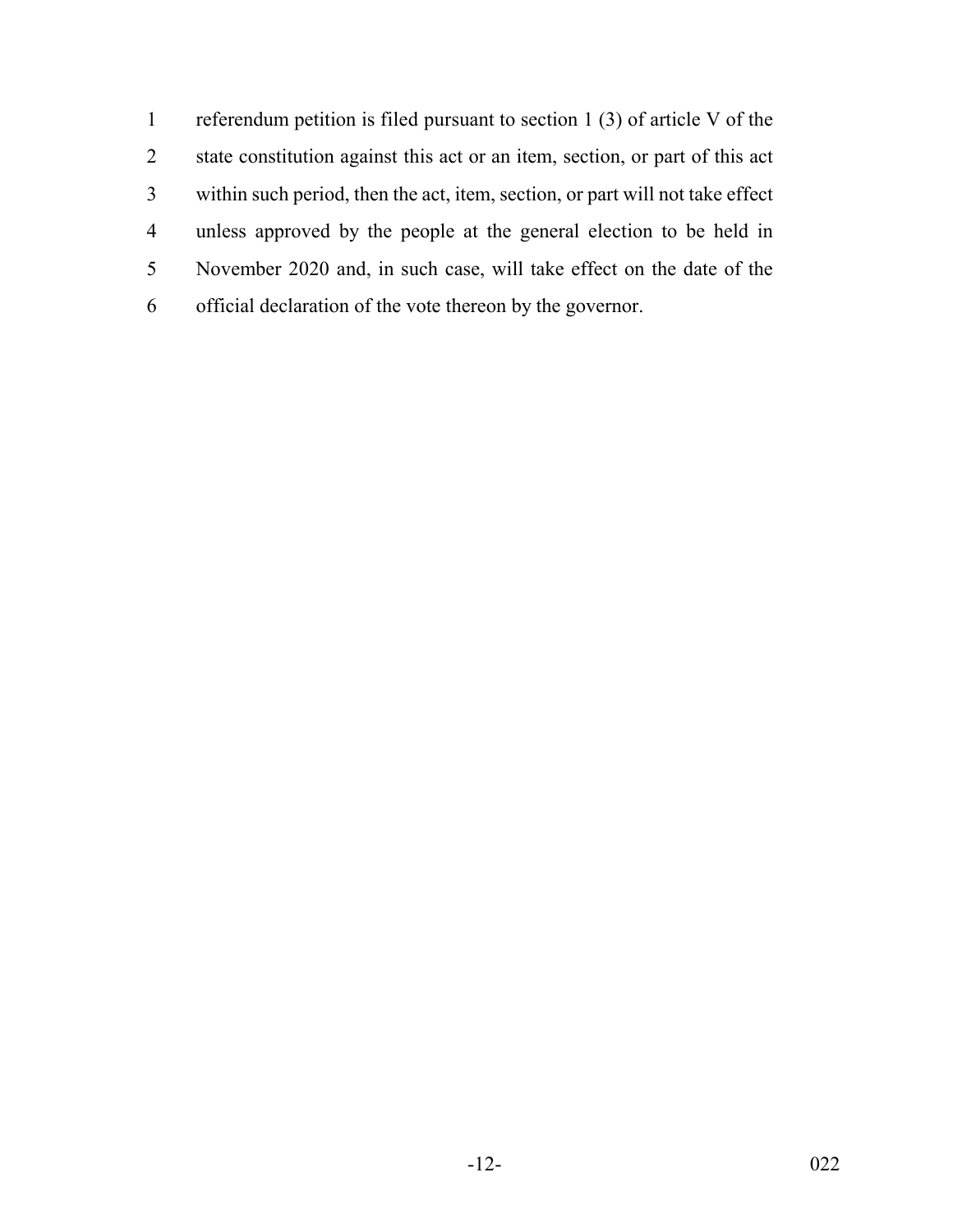referendum petition is filed pursuant to section 1 (3) of article V of the state constitution against this act or an item, section, or part of this act within such period, then the act, item, section, or part will not take effect unless approved by the people at the general election to be held in November 2020 and, in such case, will take effect on the date of the official declaration of the vote thereon by the governor.